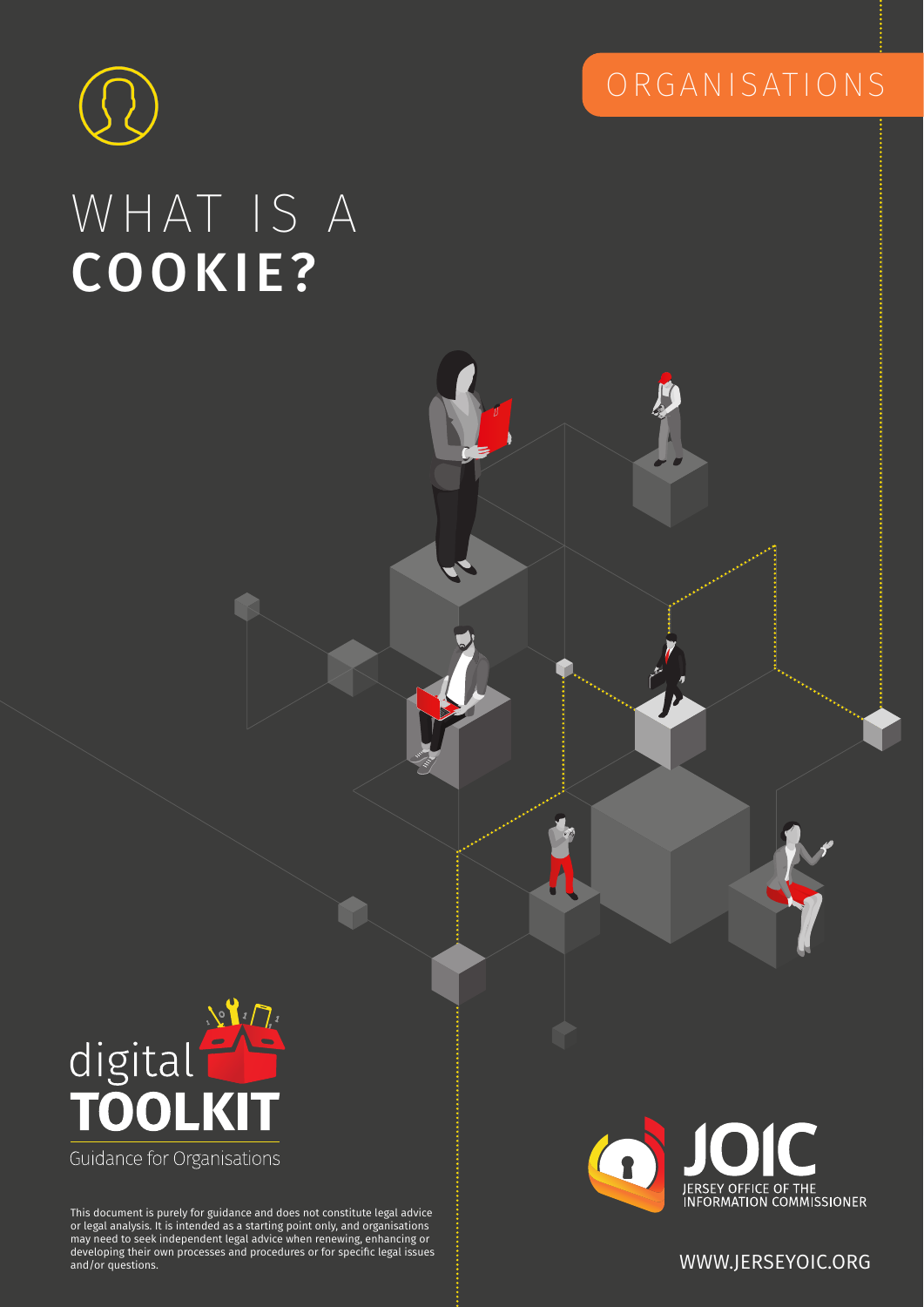ORGANISATIONS

# WHAT IS A **COOKIE?**

digital **TOOLKIT**

Guidance for Organisations

This document is purely for guidance and does not constitute legal advice or legal analysis. It is intended as a starting point only, and organisations may need to seek independent legal advice when renewing, enhancing or developing their own processes and procedures or for specific legal issues and/or questions.

JOIC

JERSEY OFFICE OF THE INFORMATION COMMISSIONER

WWW.JERSEYOIC.ORG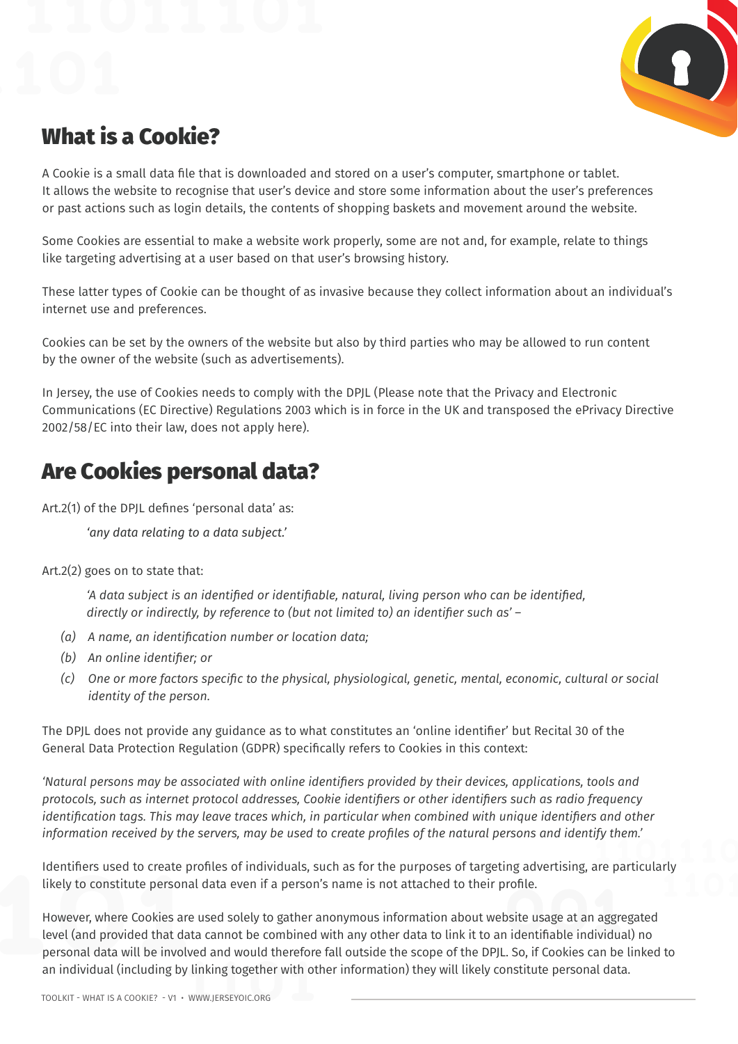## What is a Cookie?

A Cookie is a small data file that is downloaded and stored on a user's computer, smartphone or tablet. It allows the website to recognise that user's device and store some information about the user's preferences or past actions such as login details, the contents of shopping baskets and movement around the website.

Some Cookies are essential to make a website work properly, some are not and, for example, relate to things like targeting advertising at a user based on that user's browsing history.

These latter types of Cookie can be thought of as invasive because they collect information about an individual's internet use and preferences.

Cookies can be set by the owners of the website but also by third parties who may be allowed to run content by the owner of the website (such as advertisements).

In Jersey, the use of Cookies needs to comply with the DPJL (Please note that the Privacy and Electronic Communications (EC Directive) Regulations 2003 which is in force in the UK and transposed the ePrivacy Directive 2002/58/EC into their law, does not apply here).

## Are Cookies personal data?

Art.2(1) of the DPJL defines 'personal data' as:

> *'any data relating to a data subject.'*

Art.2(2) goes on to state that:

> *'A data subject is an identified or identifiable, natural, living person who can be identified, directly or indirectly, by reference to (but not limited to) an identifier such as' –*
>
> *(a) A name, an identification number or location data;*
>
> *(b) An online identifier; or*
>
> *(c) One or more factors specific to the physical, physiological, genetic, mental, economic, cultural or social identity of the person.*

The DPJL does not provide any guidance as to what constitutes an 'online identifier' but Recital 30 of the General Data Protection Regulation (GDPR) specifically refers to Cookies in this context:

*'Natural persons may be associated with online identifiers provided by their devices, applications, tools and protocols, such as internet protocol addresses, Cookie identifiers or other identifiers such as radio frequency identification tags. This may leave traces which, in particular when combined with unique identifiers and other information received by the servers, may be used to create profiles of the natural persons and identify them.'*

Identifiers used to create profiles of individuals, such as for the purposes of targeting advertising, are particularly likely to constitute personal data even if a person's name is not attached to their profile.

However, where Cookies are used solely to gather anonymous information about website usage at an aggregated level (and provided that data cannot be combined with any other data to link it to an identifiable individual) no personal data will be involved and would therefore fall outside the scope of the DPJL. So, if Cookies can be linked to an individual (including by linking together with other information) they will likely constitute personal data.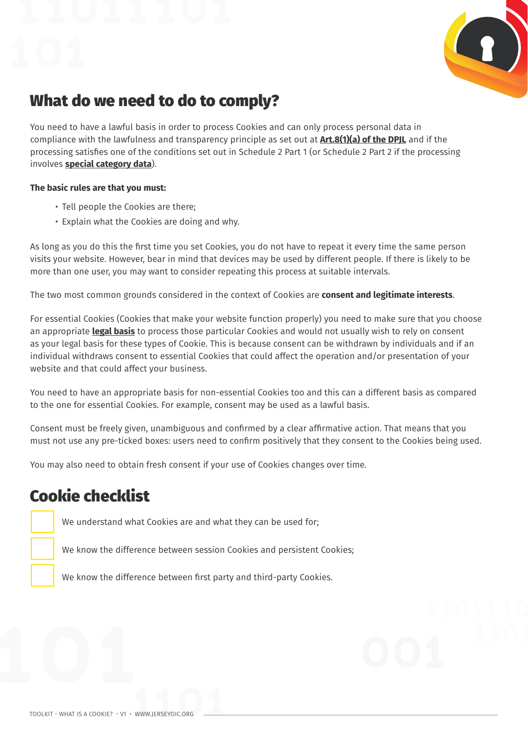## What do we need to do to comply?

You need to have a lawful basis in order to process Cookies and can only process personal data in compliance with the lawfulness and transparency principle as set out at **Art.8(1)(a) of the DPJL** and if the processing satisfies one of the conditions set out in Schedule 2 Part 1 (or Schedule 2 Part 2 if the processing involves **special category data**).

**The basic rules are that you must:**

- Tell people the Cookies are there;
- Explain what the Cookies are doing and why.

As long as you do this the first time you set Cookies, you do not have to repeat it every time the same person visits your website. However, bear in mind that devices may be used by different people. If there is likely to be more than one user, you may want to consider repeating this process at suitable intervals.

The two most common grounds considered in the context of Cookies are **consent and legitimate interests**.

For essential Cookies (Cookies that make your website function properly) you need to make sure that you choose an appropriate **legal basis** to process those particular Cookies and would not usually wish to rely on consent as your legal basis for these types of Cookie. This is because consent can be withdrawn by individuals and if an individual withdraws consent to essential Cookies that could affect the operation and/or presentation of your website and that could affect your business.

You need to have an appropriate basis for non-essential Cookies too and this can a different basis as compared to the one for essential Cookies. For example, consent may be used as a lawful basis.

Consent must be freely given, unambiguous and confirmed by a clear affirmative action. That means that you must not use any pre-ticked boxes: users need to confirm positively that they consent to the Cookies being used.

You may also need to obtain fresh consent if your use of Cookies changes over time.

## Cookie checklist

- [ ] We understand what Cookies are and what they can be used for;
- [ ] We know the difference between session Cookies and persistent Cookies;
- [ ] We know the difference between first party and third-party Cookies.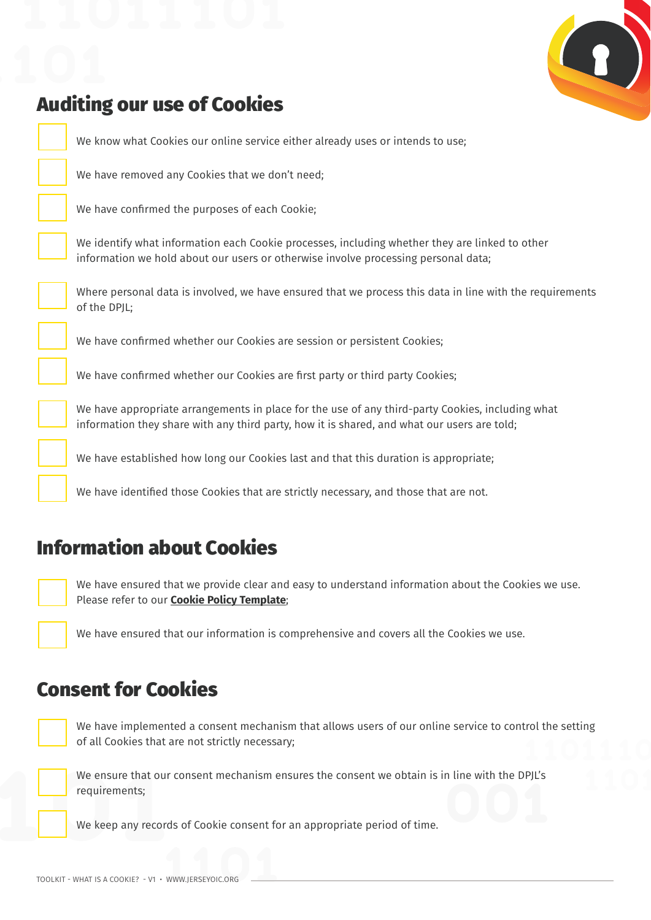## Auditing our use of Cookies

- [ ] We know what Cookies our online service either already uses or intends to use;
- [ ] We have removed any Cookies that we don't need;
- [ ] We have confirmed the purposes of each Cookie;
- [ ] We identify what information each Cookie processes, including whether they are linked to other information we hold about our users or otherwise involve processing personal data;
- [ ] Where personal data is involved, we have ensured that we process this data in line with the requirements of the DPJL;
- [ ] We have confirmed whether our Cookies are session or persistent Cookies;
- [ ] We have confirmed whether our Cookies are first party or third party Cookies;
- [ ] We have appropriate arrangements in place for the use of any third-party Cookies, including what information they share with any third party, how it is shared, and what our users are told;
- [ ] We have established how long our Cookies last and that this duration is appropriate;
- [ ] We have identified those Cookies that are strictly necessary, and those that are not.

## Information about Cookies

- [ ] We have ensured that we provide clear and easy to understand information about the Cookies we use. Please refer to our **Cookie Policy Template**;
- [ ] We have ensured that our information is comprehensive and covers all the Cookies we use.

## Consent for Cookies

- [ ] We have implemented a consent mechanism that allows users of our online service to control the setting of all Cookies that are not strictly necessary;
- [ ] We ensure that our consent mechanism ensures the consent we obtain is in line with the DPJL's requirements;
- [ ] We keep any records of Cookie consent for an appropriate period of time.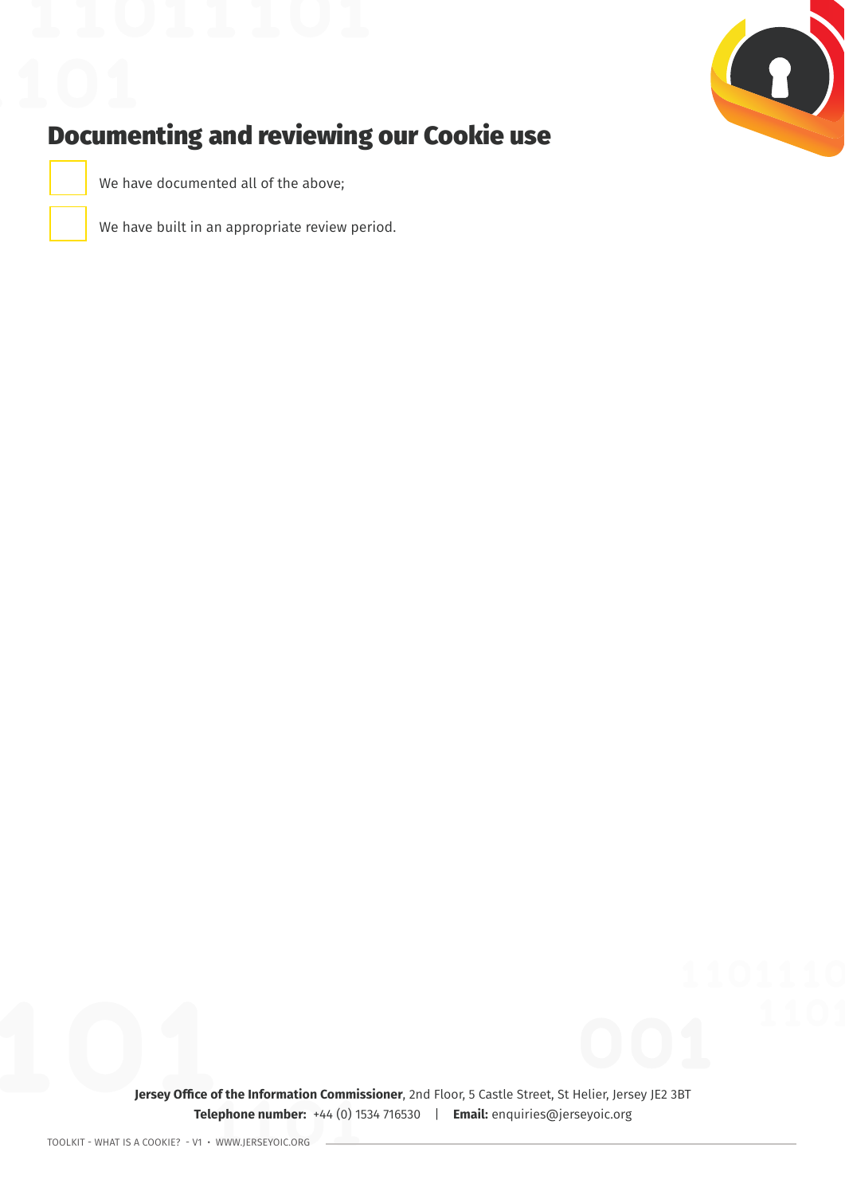## Documenting and reviewing our Cookie use

- [ ] We have documented all of the above;
- [ ] We have built in an appropriate review period.

**Jersey Office of the Information Commissioner**, 2nd Floor, 5 Castle Street, St Helier, Jersey JE2 3BT
**Telephone number:** +44 (0) 1534 716530 | **Email:** enquiries@jerseyoic.org